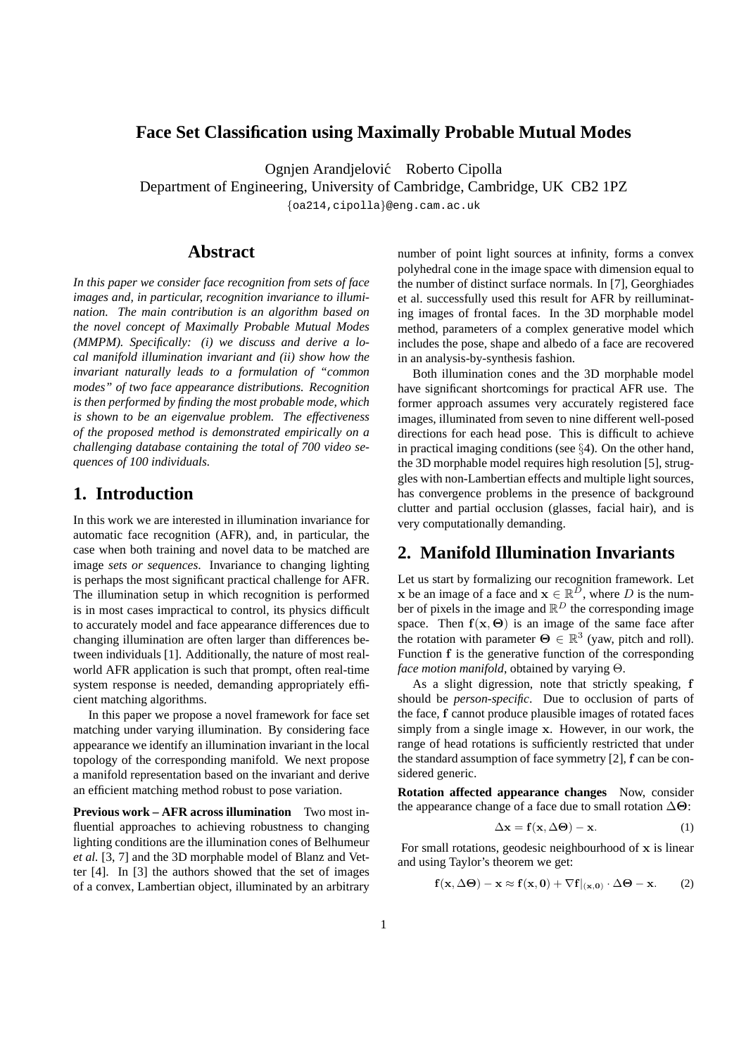# Face Set Classification using Maximally Probable Mutual Modes

Ognjen Arandjelović Roberto Cipolla

Department of Engineering, University of Cambridge, Cambridge, UK CB2 1PZ

{oa214,cipolla}@eng.cam.ac.uk

## Abstract

*In this paper we consider face recognition from sets of face images and, in particular, recognition invariance to illumination. The main contribution is an algorithm based on the novel concept of Maximally Probable Mutual Modes (MMPM). Specifically: (i) we discuss and derive a local manifold illumination invariant and (ii) show how the invariant naturally leads to a formulation of "common modes" of two face appearance distributions. Recognition is then performed by finding the most probable mode, which is shown to be an eigenvalue problem. The effectiveness of the proposed method is demonstrated empirically on a challenging database containing the total of 700 video sequences of 100 individuals.*

## 1. Introduction

In this work we are interested in illumination invariance for automatic face recognition (AFR), and, in particular, the case when both training and novel data to be matched are image *sets or sequences*. Invariance to changing lighting is perhaps the most significant practical challenge for AFR. The illumination setup in which recognition is performed is in most cases impractical to control, its physics difficult to accurately model and face appearance differences due to changing illumination are often larger than differences between individuals [1]. Additionally, the nature of most real-world AFR application is such that prompt, often real-time system response is needed, demanding appropriately efficient matching algorithms.

In this paper we propose a novel framework for face set matching under varying illumination. By considering face appearance we identify an illumination invariant in the local topology of the corresponding manifold. We next propose a manifold representation based on the invariant and derive an efficient matching method robust to pose variation.

**Previous work – AFR across illumination** Two most influential approaches to achieving robustness to changing lighting conditions are the illumination cones of Belhumeur *et al.* [3, 7] and the 3D morphable model of Blanz and Vetter [4]. In [3] the authors showed that the set of images of a convex, Lambertian object, illuminated by an arbitrary number of point light sources at infinity, forms a convex polyhedral cone in the image space with dimension equal to the number of distinct surface normals. In [7], Georghiades et al. successfully used this result for AFR by reilluminating images of frontal faces. In the 3D morphable model method, parameters of a complex generative model which includes the pose, shape and albedo of a face are recovered in an analysis-by-synthesis fashion.

Both illumination cones and the 3D morphable model have significant shortcomings for practical AFR use. The former approach assumes very accurately registered face images, illuminated from seven to nine different well-posed directions for each head pose. This is difficult to achieve in practical imaging conditions (see §4). On the other hand, the 3D morphable model requires high resolution [5], struggles with non-Lambertian effects and multiple light sources, has convergence problems in the presence of background clutter and partial occlusion (glasses, facial hair), and is very computationally demanding.

## 2. Manifold Illumination Invariants

Let us start by formalizing our recognition framework. Let $\mathbf{x}$ be an image of a face and $\mathbf{x} \in \mathbb{R}^D$, where $D$ is the number of pixels in the image and $\mathbb{R}^D$ the corresponding image space. Then $\mathbf{f}(\mathbf{x}, \mathbf{\Theta})$ is an image of the same face after the rotation with parameter $\mathbf{\Theta} \in \mathbb{R}^3$ (yaw, pitch and roll). Function $\mathbf{f}$ is the generative function of the corresponding *face motion manifold*, obtained by varying $\Theta$.

As a slight digression, note that strictly speaking, $\mathbf{f}$ should be *person-specific*. Due to occlusion of parts of the face, $\mathbf{f}$ cannot produce plausible images of rotated faces simply from a single image $\mathbf{x}$. However, in our work, the range of head rotations is sufficiently restricted that under the standard assumption of face symmetry [2], $\mathbf{f}$ can be considered generic.

**Rotation affected appearance changes** Now, consider the appearance change of a face due to small rotation $\Delta\mathbf{\Theta}$:

$$\Delta\mathbf{x} = \mathbf{f}(\mathbf{x}, \Delta\mathbf{\Theta}) - \mathbf{x}. \tag{1}$$

For small rotations, geodesic neighbourhood of $\mathbf{x}$ is linear and using Taylor's theorem we get:

$$\mathbf{f}(\mathbf{x}, \Delta\mathbf{\Theta}) - \mathbf{x} \approx \mathbf{f}(\mathbf{x}, \mathbf{0}) + \nabla\mathbf{f}|_{(\mathbf{x},\mathbf{0})} \cdot \Delta\mathbf{\Theta} - \mathbf{x}. \tag{2}$$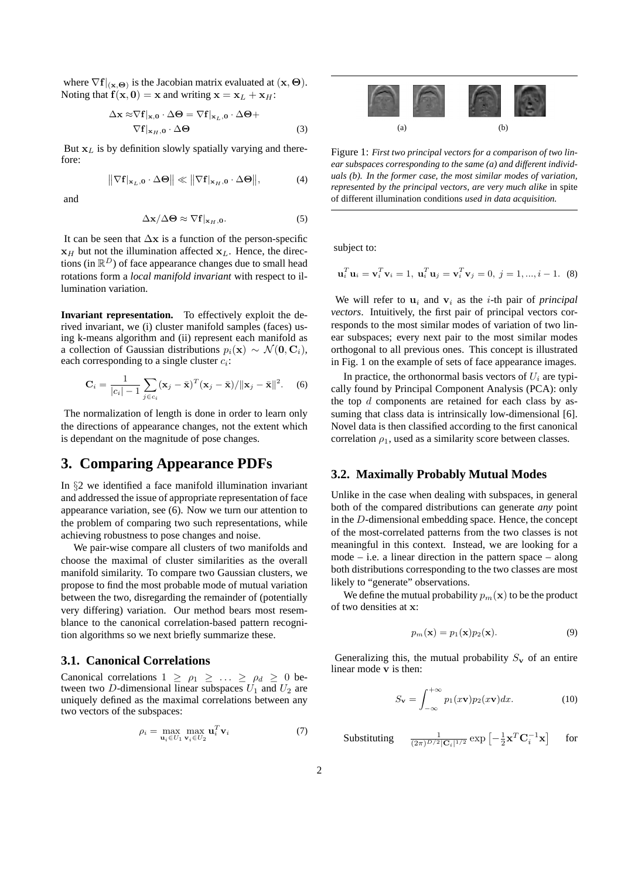where $\nabla \mathbf{f}|_{(\mathbf{x},\mathbf{\Theta})}$ is the Jacobian matrix evaluated at $(\mathbf{x},\mathbf{\Theta})$. Noting that $\mathbf{f}(\mathbf{x},\mathbf{0}) = \mathbf{x}$ and writing $\mathbf{x} = \mathbf{x}_L + \mathbf{x}_H$:

$$\Delta \mathbf{x} \approx \nabla \mathbf{f}|_{\mathbf{x},\mathbf{0}} \cdot \Delta \mathbf{\Theta} = \nabla \mathbf{f}|_{\mathbf{x}_L,\mathbf{0}} \cdot \Delta \mathbf{\Theta} + \nabla \mathbf{f}|_{\mathbf{x}_H,\mathbf{0}} \cdot \Delta \mathbf{\Theta} \tag{3}$$

But $\mathbf{x}_L$ is by definition slowly spatially varying and therefore:

$$\left\|\nabla \mathbf{f}|_{\mathbf{x}_L,\mathbf{0}} \cdot \Delta \mathbf{\Theta}\right\| \ll \left\|\nabla \mathbf{f}|_{\mathbf{x}_H,\mathbf{0}} \cdot \Delta \mathbf{\Theta}\right\|, \tag{4}$$

and

$$\Delta \mathbf{x} / \Delta \mathbf{\Theta} \approx \nabla \mathbf{f}|_{\mathbf{x}_H,\mathbf{0}}. \tag{5}$$

It can be seen that $\Delta \mathbf{x}$ is a function of the person-specific $\mathbf{x}_H$ but not the illumination affected $\mathbf{x}_L$. Hence, the directions (in $\mathbb{R}^D$) of face appearance changes due to small head rotations form a *local manifold invariant* with respect to illumination variation.

**Invariant representation.** To effectively exploit the derived invariant, we (i) cluster manifold samples (faces) using k-means algorithm and (ii) represent each manifold as a collection of Gaussian distributions $p_i(\mathbf{x}) \sim \mathcal{N}(\mathbf{0}, \mathbf{C}_i)$, each corresponding to a single cluster $c_i$:

$$\mathbf{C}_i = \frac{1}{|c_i| - 1} \sum_{j \in c_i} (\mathbf{x}_j - \bar{\mathbf{x}})^T (\mathbf{x}_j - \bar{\mathbf{x}}) / \|\mathbf{x}_j - \bar{\mathbf{x}}\|^2. \tag{6}$$

The normalization of length is done in order to learn only the directions of appearance changes, not the extent which is dependant on the magnitude of pose changes.

# 3. Comparing Appearance PDFs

In §2 we identified a face manifold illumination invariant and addressed the issue of appropriate representation of face appearance variation, see (6). Now we turn our attention to the problem of comparing two such representations, while achieving robustness to pose changes and noise.

We pair-wise compare all clusters of two manifolds and choose the maximal of cluster similarities as the overall manifold similarity. To compare two Gaussian clusters, we propose to find the most probable mode of mutual variation between the two, disregarding the remainder of (potentially very differing) variation. Our method bears most resemblance to the canonical correlation-based pattern recognition algorithms so we next briefly summarize these.

## 3.1. Canonical Correlations

Canonical correlations $1 \geq \rho_1 \geq \ldots \geq \rho_d \geq 0$ between two $D$-dimensional linear subspaces $U_1$ and $U_2$ are uniquely defined as the maximal correlations between any two vectors of the subspaces:

$$\rho_i = \max_{\mathbf{u}_i \in U_1} \max_{\mathbf{v}_i \in U_2} \mathbf{u}_i^T \mathbf{v}_i \tag{7}$$

Figure 1: *First two principal vectors for a comparison of two linear subspaces corresponding to the same (a) and different individuals (b). In the former case, the most similar modes of variation, represented by the principal vectors, are very much alike* in spite of different illumination conditions *used in data acquisition.*

subject to:

$$\mathbf{u}_i^T \mathbf{u}_i = \mathbf{v}_i^T \mathbf{v}_i = 1,\ \mathbf{u}_i^T \mathbf{u}_j = \mathbf{v}_i^T \mathbf{v}_j = 0,\ j = 1, ..., i-1. \tag{8}$$

We will refer to $\mathbf{u}_i$ and $\mathbf{v}_i$ as the $i$-th pair of *principal vectors*. Intuitively, the first pair of principal vectors corresponds to the most similar modes of variation of two linear subspaces; every next pair to the most similar modes orthogonal to all previous ones. This concept is illustrated in Fig. 1 on the example of sets of face appearance images.

In practice, the orthonormal basis vectors of $U_i$ are typically found by Principal Component Analysis (PCA): only the top $d$ components are retained for each class by assuming that class data is intrinsically low-dimensional [6]. Novel data is then classified according to the first canonical correlation $\rho_1$, used as a similarity score between classes.

## 3.2. Maximally Probably Mutual Modes

Unlike in the case when dealing with subspaces, in general both of the compared distributions can generate *any* point in the $D$-dimensional embedding space. Hence, the concept of the most-correlated patterns from the two classes is not meaningful in this context. Instead, we are looking for a mode – i.e. a linear direction in the pattern space – along both distributions corresponding to the two classes are most likely to "generate" observations.

We define the mutual probability $p_m(\mathbf{x})$ to be the product of two densities at $\mathbf{x}$:

$$p_m(\mathbf{x}) = p_1(\mathbf{x}) p_2(\mathbf{x}). \tag{9}$$

Generalizing this, the mutual probability $S_{\mathbf{v}}$ of an entire linear mode $\mathbf{v}$ is then:

$$S_{\mathbf{v}} = \int_{-\infty}^{+\infty} p_1(x\mathbf{v}) p_2(x\mathbf{v}) dx. \tag{10}$$

Substituting $\frac{1}{(2\pi)^{D/2}|\mathbf{C}_i|^{1/2}} \exp\left[-\frac{1}{2}\mathbf{x}^T \mathbf{C}_i^{-1} \mathbf{x}\right]$ for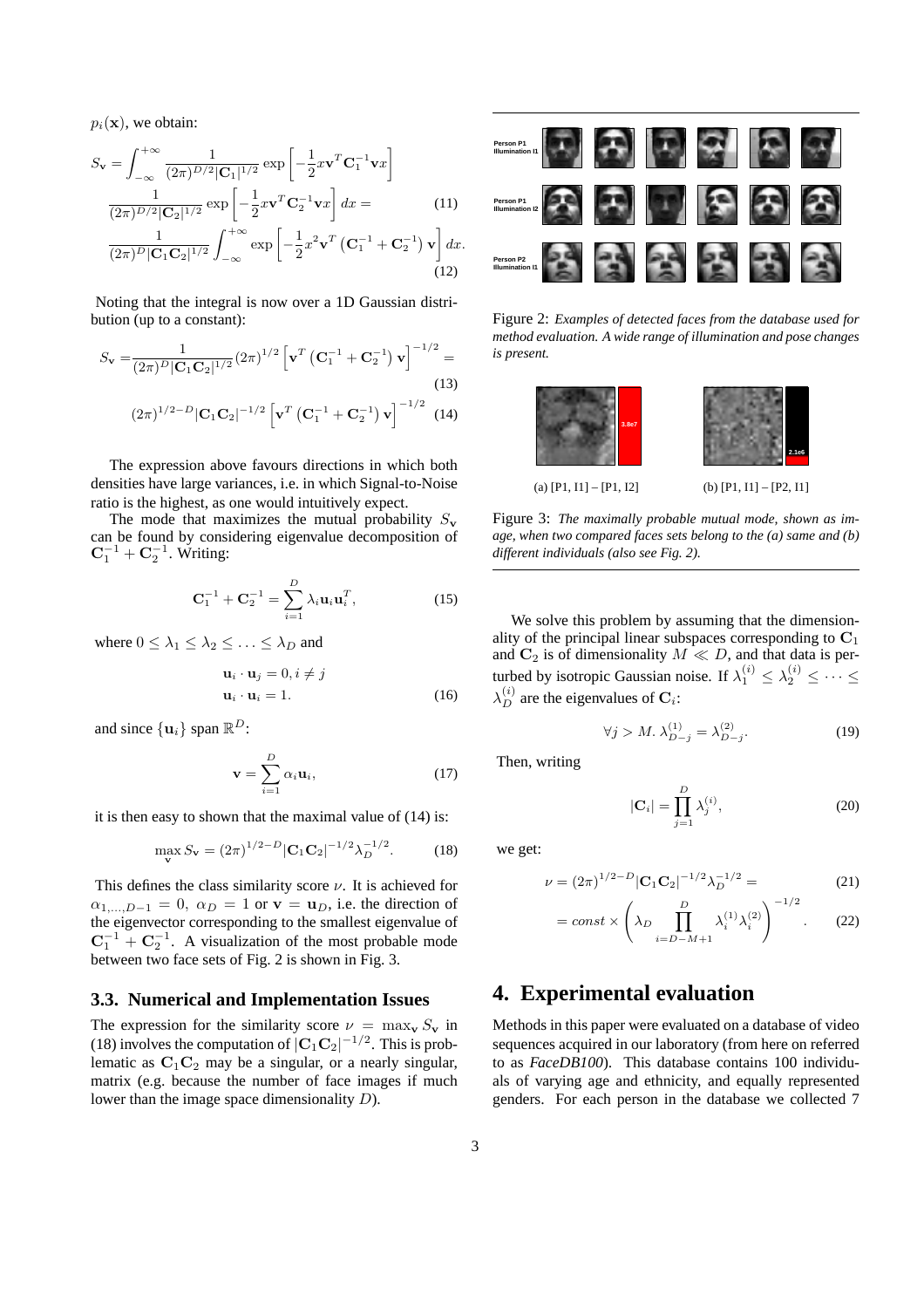$p_i(\mathbf{x})$, we obtain:

$$S_{\mathbf{v}} = \int_{-\infty}^{+\infty} \frac{1}{(2\pi)^{D/2}|\mathbf{C}_1|^{1/2}} \exp\left[-\frac{1}{2}x\mathbf{v}^T\mathbf{C}_1^{-1}\mathbf{v}x\right]$$

$$\frac{1}{(2\pi)^{D/2}|\mathbf{C}_2|^{1/2}} \exp\left[-\frac{1}{2}x\mathbf{v}^T\mathbf{C}_2^{-1}\mathbf{v}x\right] dx = \tag{11}$$

$$\frac{1}{(2\pi)^{D}|\mathbf{C}_1\mathbf{C}_2|^{1/2}} \int_{-\infty}^{+\infty} \exp\left[-\frac{1}{2}x^2\mathbf{v}^T\left(\mathbf{C}_1^{-1}+\mathbf{C}_2^{-1}\right)\mathbf{v}\right] dx. \tag{12}$$

Noting that the integral is now over a 1D Gaussian distribution (up to a constant):

$$S_{\mathbf{v}} = \frac{1}{(2\pi)^{D}|\mathbf{C}_1\mathbf{C}_2|^{1/2}}(2\pi)^{1/2}\left[\mathbf{v}^T\left(\mathbf{C}_1^{-1}+\mathbf{C}_2^{-1}\right)\mathbf{v}\right]^{-1/2} = \tag{13}$$

$$(2\pi)^{1/2-D}|\mathbf{C}_1\mathbf{C}_2|^{-1/2}\left[\mathbf{v}^T\left(\mathbf{C}_1^{-1}+\mathbf{C}_2^{-1}\right)\mathbf{v}\right]^{-1/2} \tag{14}$$

The expression above favours directions in which both densities have large variances, i.e. in which Signal-to-Noise ratio is the highest, as one would intuitively expect.

The mode that maximizes the mutual probability $S_{\mathbf{v}}$ can be found by considering eigenvalue decomposition of $\mathbf{C}_1^{-1}+\mathbf{C}_2^{-1}$. Writing:

$$\mathbf{C}_1^{-1}+\mathbf{C}_2^{-1} = \sum_{i=1}^{D}\lambda_i\mathbf{u}_i\mathbf{u}_i^T, \tag{15}$$

where $0 \leq \lambda_1 \leq \lambda_2 \leq \ldots \leq \lambda_D$ and

$$\mathbf{u}_i \cdot \mathbf{u}_j = 0, i \neq j$$
$$\mathbf{u}_i \cdot \mathbf{u}_i = 1. \tag{16}$$

and since $\{\mathbf{u}_i\}$ span $\mathbb{R}^D$:

$$\mathbf{v} = \sum_{i=1}^{D}\alpha_i\mathbf{u}_i, \tag{17}$$

it is then easy to shown that the maximal value of (14) is:

$$\max_{\mathbf{v}} S_{\mathbf{v}} = (2\pi)^{1/2-D}|\mathbf{C}_1\mathbf{C}_2|^{-1/2}\lambda_D^{-1/2}. \tag{18}$$

This defines the class similarity score $\nu$. It is achieved for $\alpha_{1,\ldots,D-1} = 0,\ \alpha_D = 1$ or $\mathbf{v} = \mathbf{u}_D$, i.e. the direction of the eigenvector corresponding to the smallest eigenvalue of $\mathbf{C}_1^{-1}+\mathbf{C}_2^{-1}$. A visualization of the most probable mode between two face sets of Fig. 2 is shown in Fig. 3.

### 3.3. Numerical and Implementation Issues

The expression for the similarity score $\nu = \max_{\mathbf{v}} S_{\mathbf{v}}$ in (18) involves the computation of $|\mathbf{C}_1\mathbf{C}_2|^{-1/2}$. This is problematic as $\mathbf{C}_1\mathbf{C}_2$ may be a singular, or a nearly singular, matrix (e.g. because the number of face images if much lower than the image space dimensionality $D$).

Figure 2: *Examples of detected faces from the database used for method evaluation. A wide range of illumination and pose changes is present.*

(a) [P1, I1] – [P1, I2] (b) [P1, I1] – [P2, I1]

Figure 3: *The maximally probable mutual mode, shown as image, when two compared faces sets belong to the (a) same and (b) different individuals (also see Fig. 2).*

We solve this problem by assuming that the dimensionality of the principal linear subspaces corresponding to $\mathbf{C}_1$ and $\mathbf{C}_2$ is of dimensionality $M \ll D$, and that data is perturbed by isotropic Gaussian noise. If $\lambda_1^{(i)} \leq \lambda_2^{(i)} \leq \cdots \leq \lambda_D^{(i)}$ are the eigenvalues of $\mathbf{C}_i$:

$$\forall j > M.\ \lambda_{D-j}^{(1)} = \lambda_{D-j}^{(2)}. \tag{19}$$

Then, writing

$$|\mathbf{C}_i| = \prod_{j=1}^{D}\lambda_j^{(i)}, \tag{20}$$

we get:

$$\nu = (2\pi)^{1/2-D}|\mathbf{C}_1\mathbf{C}_2|^{-1/2}\lambda_D^{-1/2} = \tag{21}$$

$$= const \times \left(\lambda_D \prod_{i=D-M+1}^{D}\lambda_i^{(1)}\lambda_i^{(2)}\right)^{-1/2}. \tag{22}$$

## 4. Experimental evaluation

Methods in this paper were evaluated on a database of video sequences acquired in our laboratory (from here on referred to as *FaceDB100*). This database contains 100 individuals of varying age and ethnicity, and equally represented genders. For each person in the database we collected 7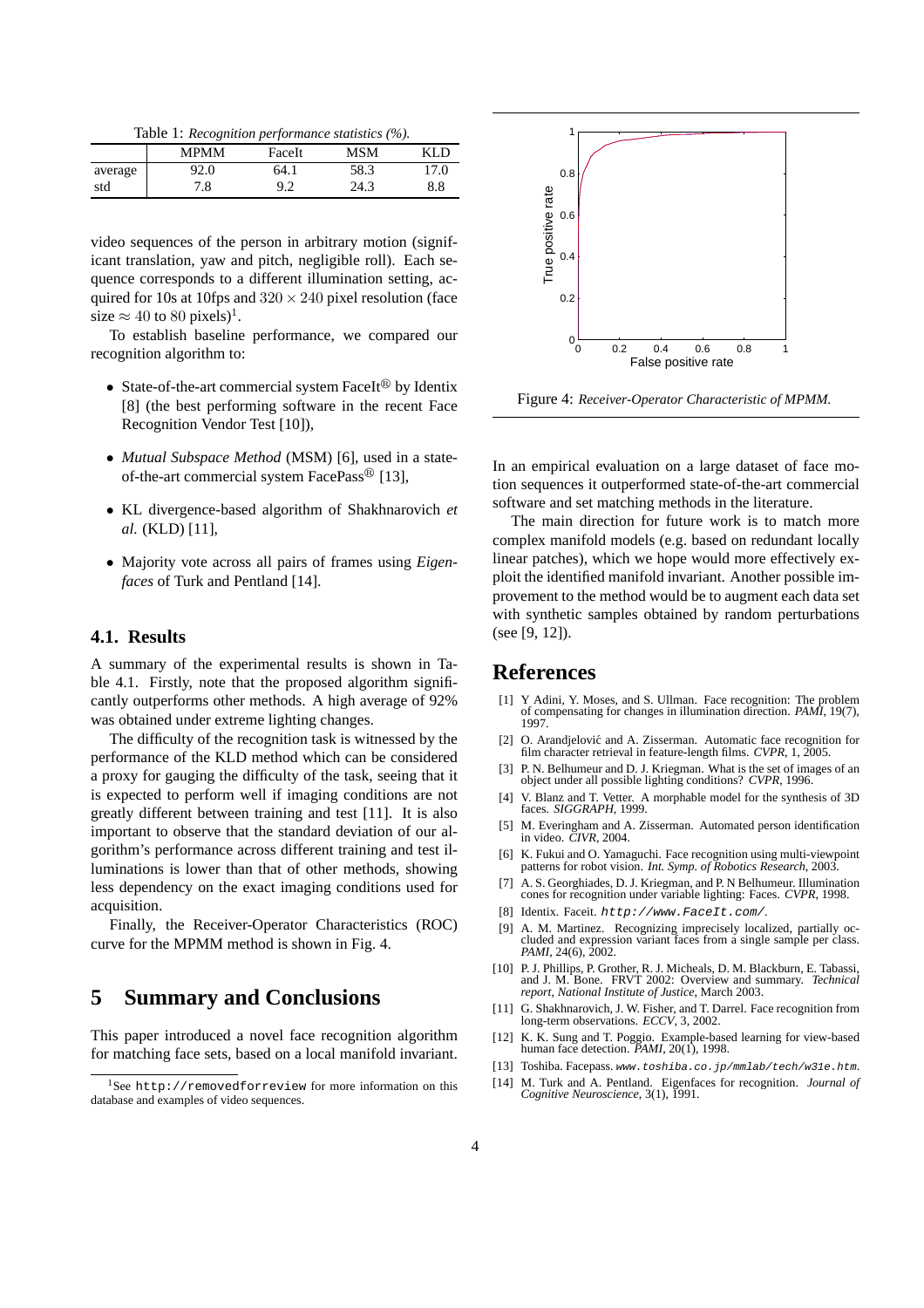Table 1: *Recognition performance statistics (%).*

| | MPMM | FaceIt | MSM | KLD |
|---|---|---|---|---|
| average | 92.0 | 64.1 | 58.3 | 17.0 |
| std | 7.8 | 9.2 | 24.3 | 8.8 |

video sequences of the person in arbitrary motion (significant translation, yaw and pitch, negligible roll). Each sequence corresponds to a different illumination setting, acquired for 10s at 10fps and $320 \times 240$ pixel resolution (face size $\approx 40$ to $80$ pixels)[1].

To establish baseline performance, we compared our recognition algorithm to:

- State-of-the-art commercial system FaceIt® by Identix [8] (the best performing software in the recent Face Recognition Vendor Test [10]),
- *Mutual Subspace Method* (MSM) [6], used in a state-of-the-art commercial system FacePass® [13],
- KL divergence-based algorithm of Shakhnarovich *et al.* (KLD) [11],
- Majority vote across all pairs of frames using *Eigenfaces* of Turk and Pentland [14].

### 4.1. Results

A summary of the experimental results is shown in Table 4.1. Firstly, note that the proposed algorithm significantly outperforms other methods. A high average of 92% was obtained under extreme lighting changes.

The difficulty of the recognition task is witnessed by the performance of the KLD method which can be considered a proxy for gauging the difficulty of the task, seeing that it is expected to perform well if imaging conditions are not greatly different between training and test [11]. It is also important to observe that the standard deviation of our algorithm's performance across different training and test illuminations is lower than that of other methods, showing less dependency on the exact imaging conditions used for acquisition.

Finally, the Receiver-Operator Characteristics (ROC) curve for the MPMM method is shown in Fig. 4.

## 5 Summary and Conclusions

This paper introduced a novel face recognition algorithm for matching face sets, based on a local manifold invariant.

[1] See http://removedforreview for more information on this database and examples of video sequences.

True positive rate
False positive rate
0
0.2
0.4
0.6
0.8
1

Figure 4: *Receiver-Operator Characteristic of MPMM.*

In an empirical evaluation on a large dataset of face motion sequences it outperformed state-of-the-art commercial software and set matching methods in the literature.

The main direction for future work is to match more complex manifold models (e.g. based on redundant locally linear patches), which we hope would more effectively exploit the identified manifold invariant. Another possible improvement to the method would be to augment each data set with synthetic samples obtained by random perturbations (see [9, 12]).

## References

[1] Y Adini, Y. Moses, and S. Ullman. Face recognition: The problem of compensating for changes in illumination direction. *PAMI*, 19(7), 1997.

[2] O. Arandjelović and A. Zisserman. Automatic face recognition for film character retrieval in feature-length films. *CVPR*, 1, 2005.

[3] P. N. Belhumeur and D. J. Kriegman. What is the set of images of an object under all possible lighting conditions? *CVPR*, 1996.

[4] V. Blanz and T. Vetter. A morphable model for the synthesis of 3D faces. *SIGGRAPH*, 1999.

[5] M. Everingham and A. Zisserman. Automated person identification in video. *CIVR*, 2004.

[6] K. Fukui and O. Yamaguchi. Face recognition using multi-viewpoint patterns for robot vision. *Int. Symp. of Robotics Research*, 2003.

[7] A. S. Georghiades, D. J. Kriegman, and P. N Belhumeur. Illumination cones for recognition under variable lighting: Faces. *CVPR*, 1998.

[8] Identix. Faceit. `http://www.FaceIt.com/`.

[9] A. M. Martinez. Recognizing imprecisely localized, partially occluded and expression variant faces from a single sample per class. *PAMI*, 24(6), 2002.

[10] P. J. Phillips, P. Grother, R. J. Micheals, D. M. Blackburn, E. Tabassi, and J. M. Bone. FRVT 2002: Overview and summary. *Technical report, National Institute of Justice*, March 2003.

[11] G. Shakhnarovich, J. W. Fisher, and T. Darrel. Face recognition from long-term observations. *ECCV*, 3, 2002.

[12] K. K. Sung and T. Poggio. Example-based learning for view-based human face detection. *PAMI*, 20(1), 1998.

[13] Toshiba. Facepass. `www.toshiba.co.jp/mmlab/tech/w31e.htm`.

[14] M. Turk and A. Pentland. Eigenfaces for recognition. *Journal of Cognitive Neuroscience*, 3(1), 1991.